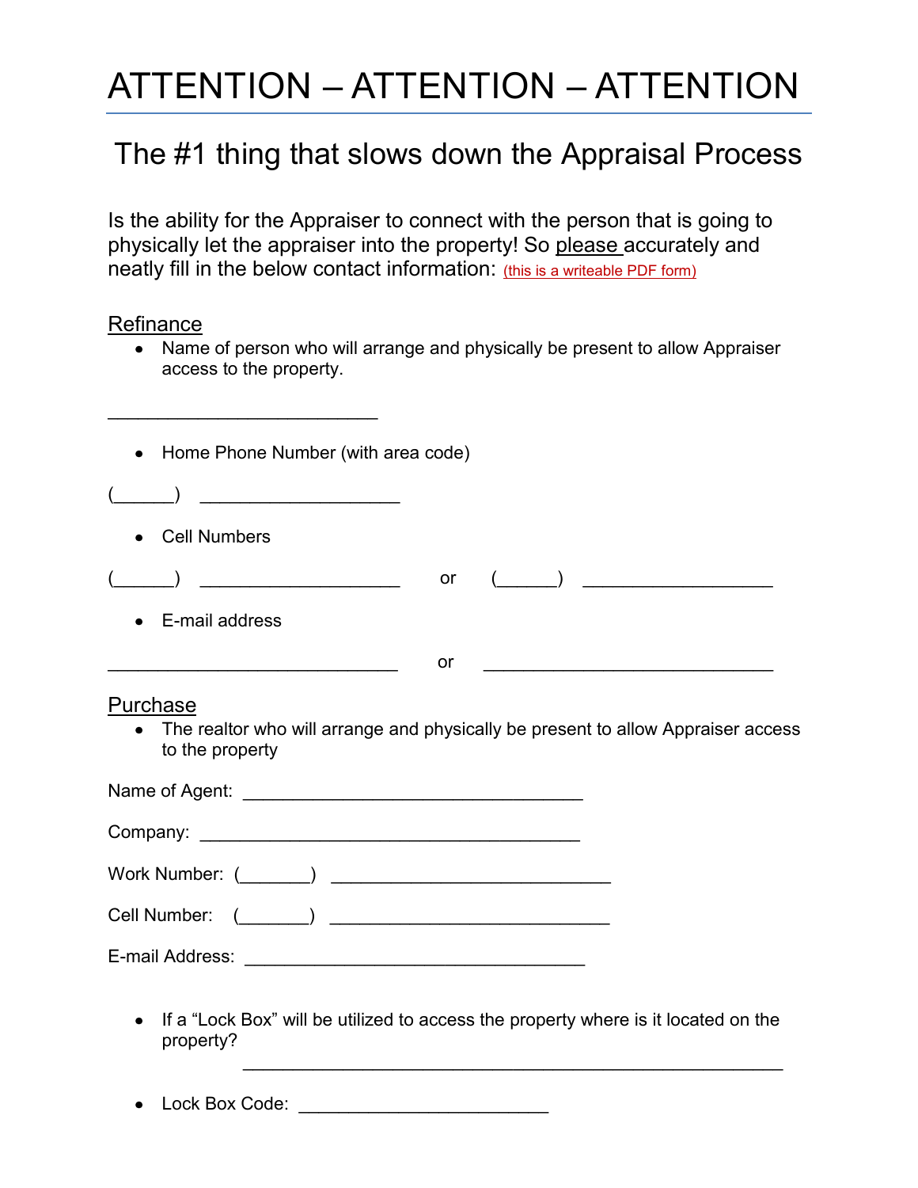# ATTENTION – ATTENTION – ATTENTION

## The #1 thing that slows down the Appraisal Process

Is the ability for the Appraiser to connect with the person that is going to physically let the appraiser into the property! So please accurately and neatly fill in the below contact information: (this is a writeable PDF form)

### Refinance

- Name of person who will arrange and physically be present to allow Appraiser access to the property.

___________________________

- Home Phone Number (with area code)

(______) ____________________

- Cell Numbers

(______) ____________________ or (______) ___________________

- E-mail address

_____________________________ or _____________________________

### Purchase

- The realtor who will arrange and physically be present to allow Appraiser access to the property

Name of Agent: __________________________________

Company: ______________________________________

Work Number: (_______) ____________________________

Cell Number: (_______) ____________________________

E-mail Address: __________________________________

- If a "Lock Box" will be utilized to access the property where is it located on the property?

  ______________________________________________________

- Lock Box Code: _________________________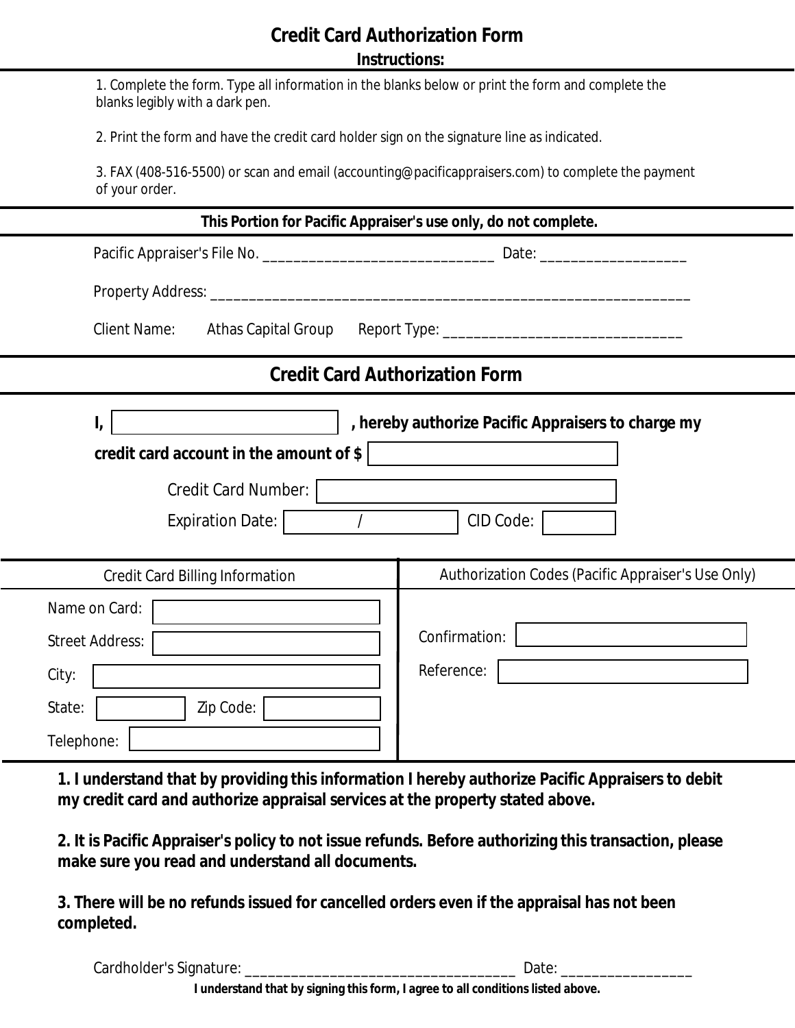# Credit Card Authorization Form

**Instructions:**

1. Complete the form. Type all information in the blanks below or print the form and complete the blanks legibly with a dark pen.

2. Print the form and have the credit card holder sign on the signature line as indicated.

3. FAX (408-516-5500) or scan and email (accounting@pacificappraisers.com) to complete the payment of your order.

**This Portion for Pacific Appraiser's use only, do not complete.**

Pacific Appraiser's File No. ______________________________ Date: ___________________

Property Address: ______________________________________________________________

Client Name: Athas Capital Group Report Type: ______________________________

## Credit Card Authorization Form

**I, ____________________ , hereby authorize Pacific Appraisers to charge my credit card account in the amount of $ ____________________**

Credit Card Number: ____________________

Expiration Date: ______ / ______ CID Code: ______

| Credit Card Billing Information | Authorization Codes (Pacific Appraiser's Use Only) |
| --- | --- |
| Name on Card: | Confirmation: |
| Street Address: | Reference: |
| City: | |
| State: Zip Code: | |
| Telephone: | |

**1. I understand that by providing this information I hereby authorize Pacific Appraisers to debit my credit card and authorize appraisal services at the property stated above.**

**2. It is Pacific Appraiser's policy to not issue refunds. Before authorizing this transaction, please make sure you read and understand all documents.**

**3. There will be no refunds issued for cancelled orders even if the appraisal has not been completed.**

Cardholder's Signature: ___________________________________ Date: _________________

**I understand that by signing this form, I agree to all conditions listed above.**